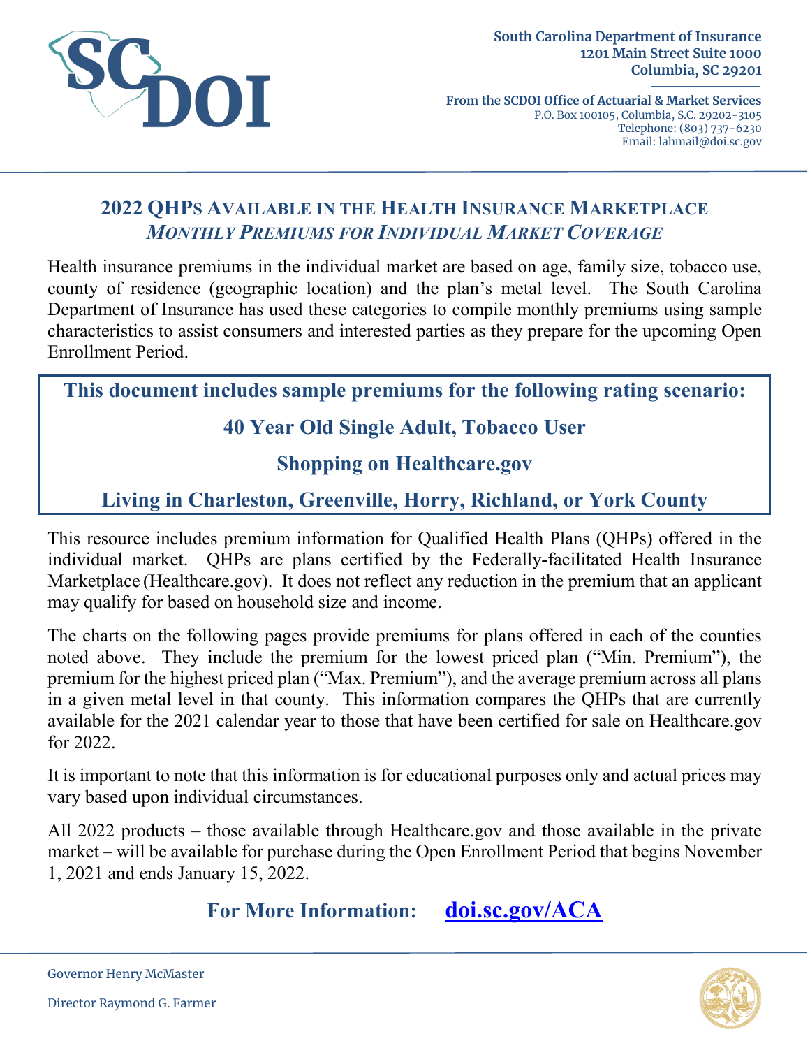South Carolina Department of Insurance
1201 Main Street Suite 1000
Columbia, SC 29201

**From the SCDOI Office of Actuarial & Market Services**
P.O. Box 100105, Columbia, S.C. 29202-3105
Telephone: (803) 737-6230
Email: lahmail@doi.sc.gov

# 2022 QHPs Available in the Health Insurance Marketplace

## *Monthly Premiums for Individual Market Coverage*

Health insurance premiums in the individual market are based on age, family size, tobacco use, county of residence (geographic location) and the plan's metal level. The South Carolina Department of Insurance has used these categories to compile monthly premiums using sample characteristics to assist consumers and interested parties as they prepare for the upcoming Open Enrollment Period.

**This document includes sample premiums for the following rating scenario:**

**40 Year Old Single Adult, Tobacco User**

**Shopping on Healthcare.gov**

**Living in Charleston, Greenville, Horry, Richland, or York County**

This resource includes premium information for Qualified Health Plans (QHPs) offered in the individual market. QHPs are plans certified by the Federally-facilitated Health Insurance Marketplace (Healthcare.gov). It does not reflect any reduction in the premium that an applicant may qualify for based on household size and income.

The charts on the following pages provide premiums for plans offered in each of the counties noted above. They include the premium for the lowest priced plan ("Min. Premium"), the premium for the highest priced plan ("Max. Premium"), and the average premium across all plans in a given metal level in that county. This information compares the QHPs that are currently available for the 2021 calendar year to those that have been certified for sale on Healthcare.gov for 2022.

It is important to note that this information is for educational purposes only and actual prices may vary based upon individual circumstances.

All 2022 products – those available through Healthcare.gov and those available in the private market – will be available for purchase during the Open Enrollment Period that begins November 1, 2021 and ends January 15, 2022.

**For More Information: [doi.sc.gov/ACA](doi.sc.gov/ACA)**

Governor Henry McMaster

Director Raymond G. Farmer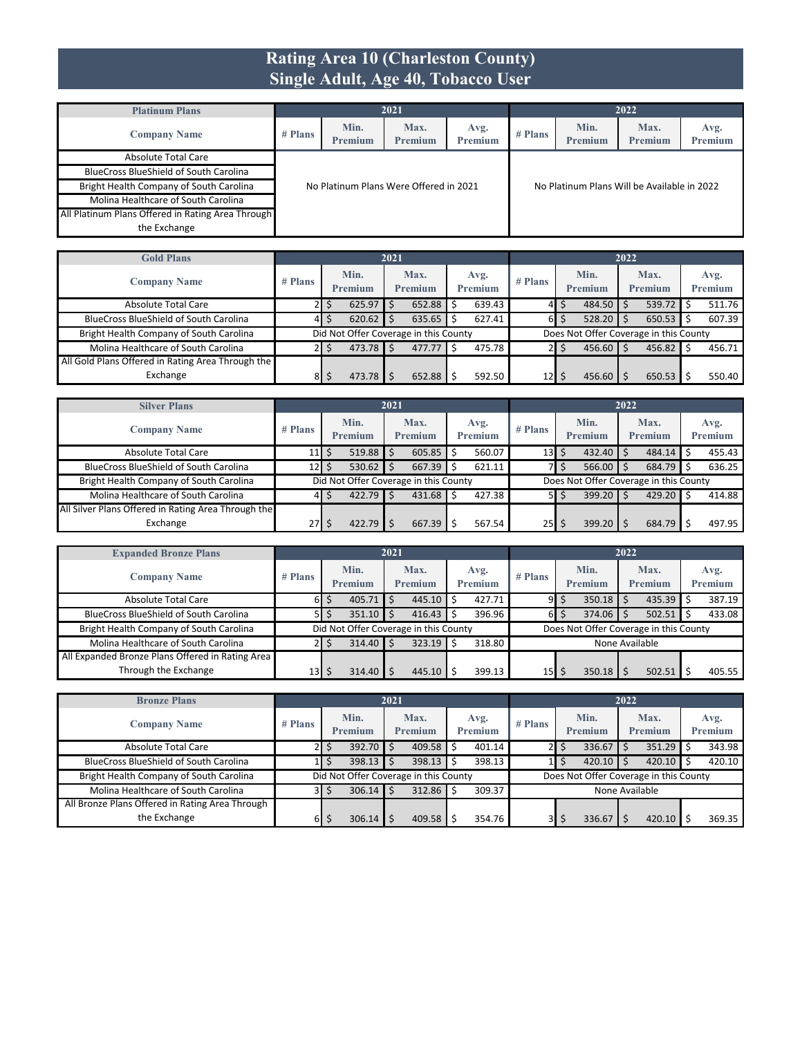# Rating Area 10 (Charleston County)
# Single Adult, Age 40, Tobacco User

| Platinum Plans | 2021 | | | | 2022 | | | |
|---|---|---|---|---|---|---|---|---|
| Company Name | # Plans | Min. Premium | Max. Premium | Avg. Premium | # Plans | Min. Premium | Max. Premium | Avg. Premium |
| Absolute Total Care | No Platinum Plans Were Offered in 2021 | | | | No Platinum Plans Will be Available in 2022 | | | |
| BlueCross BlueShield of South Carolina | | | | | | | | |
| Bright Health Company of South Carolina | | | | | | | | |
| Molina Healthcare of South Carolina | | | | | | | | |
| All Platinum Plans Offered in Rating Area Through the Exchange | | | | | | | | |

| Gold Plans | 2021 | | | | 2022 | | | |
|---|---|---|---|---|---|---|---|---|
| Company Name | # Plans | Min. Premium | Max. Premium | Avg. Premium | # Plans | Min. Premium | Max. Premium | Avg. Premium |
| Absolute Total Care | 2 | $ 625.97 | $ 652.88 | $ 639.43 | 4 | $ 484.50 | $ 539.72 | $ 511.76 |
| BlueCross BlueShield of South Carolina | 4 | $ 620.62 | $ 635.65 | $ 627.41 | 6 | $ 528.20 | $ 650.53 | $ 607.39 |
| Bright Health Company of South Carolina | Did Not Offer Coverage in this County | | | | Does Not Offer Coverage in this County | | | |
| Molina Healthcare of South Carolina | 2 | $ 473.78 | $ 477.77 | $ 475.78 | 2 | $ 456.60 | $ 456.82 | $ 456.71 |
| All Gold Plans Offered in Rating Area Through the Exchange | 8 | $ 473.78 | $ 652.88 | $ 592.50 | 12 | $ 456.60 | $ 650.53 | $ 550.40 |

| Silver Plans | 2021 | | | | 2022 | | | |
|---|---|---|---|---|---|---|---|---|
| Company Name | # Plans | Min. Premium | Max. Premium | Avg. Premium | # Plans | Min. Premium | Max. Premium | Avg. Premium |
| Absolute Total Care | 11 | $ 519.88 | $ 605.85 | $ 560.07 | 13 | $ 432.40 | $ 484.14 | $ 455.43 |
| BlueCross BlueShield of South Carolina | 12 | $ 530.62 | $ 667.39 | $ 621.11 | 7 | $ 566.00 | $ 684.79 | $ 636.25 |
| Bright Health Company of South Carolina | Did Not Offer Coverage in this County | | | | Does Not Offer Coverage in this County | | | |
| Molina Healthcare of South Carolina | 4 | $ 422.79 | $ 431.68 | $ 427.38 | 5 | $ 399.20 | $ 429.20 | $ 414.88 |
| All Silver Plans Offered in Rating Area Through the Exchange | 27 | $ 422.79 | $ 667.39 | $ 567.54 | 25 | $ 399.20 | $ 684.79 | $ 497.95 |

| Expanded Bronze Plans | 2021 | | | | 2022 | | | |
|---|---|---|---|---|---|---|---|---|
| Company Name | # Plans | Min. Premium | Max. Premium | Avg. Premium | # Plans | Min. Premium | Max. Premium | Avg. Premium |
| Absolute Total Care | 6 | $ 405.71 | $ 445.10 | $ 427.71 | 9 | $ 350.18 | $ 435.39 | $ 387.19 |
| BlueCross BlueShield of South Carolina | 5 | $ 351.10 | $ 416.43 | $ 396.96 | 6 | $ 374.06 | $ 502.51 | $ 433.08 |
| Bright Health Company of South Carolina | Did Not Offer Coverage in this County | | | | Does Not Offer Coverage in this County | | | |
| Molina Healthcare of South Carolina | 2 | $ 314.40 | $ 323.19 | $ 318.80 | None Available | | | |
| All Expanded Bronze Plans Offered in Rating Area Through the Exchange | 13 | $ 314.40 | $ 445.10 | $ 399.13 | 15 | $ 350.18 | $ 502.51 | $ 405.55 |

| Bronze Plans | 2021 | | | | 2022 | | | |
|---|---|---|---|---|---|---|---|---|
| Company Name | # Plans | Min. Premium | Max. Premium | Avg. Premium | # Plans | Min. Premium | Max. Premium | Avg. Premium |
| Absolute Total Care | 2 | $ 392.70 | $ 409.58 | $ 401.14 | 2 | $ 336.67 | $ 351.29 | $ 343.98 |
| BlueCross BlueShield of South Carolina | 1 | $ 398.13 | $ 398.13 | $ 398.13 | 1 | $ 420.10 | $ 420.10 | $ 420.10 |
| Bright Health Company of South Carolina | Did Not Offer Coverage in this County | | | | Does Not Offer Coverage in this County | | | |
| Molina Healthcare of South Carolina | 3 | $ 306.14 | $ 312.86 | $ 309.37 | None Available | | | |
| All Bronze Plans Offered in Rating Area Through the Exchange | 6 | $ 306.14 | $ 409.58 | $ 354.76 | 3 | $ 336.67 | $ 420.10 | $ 369.35 |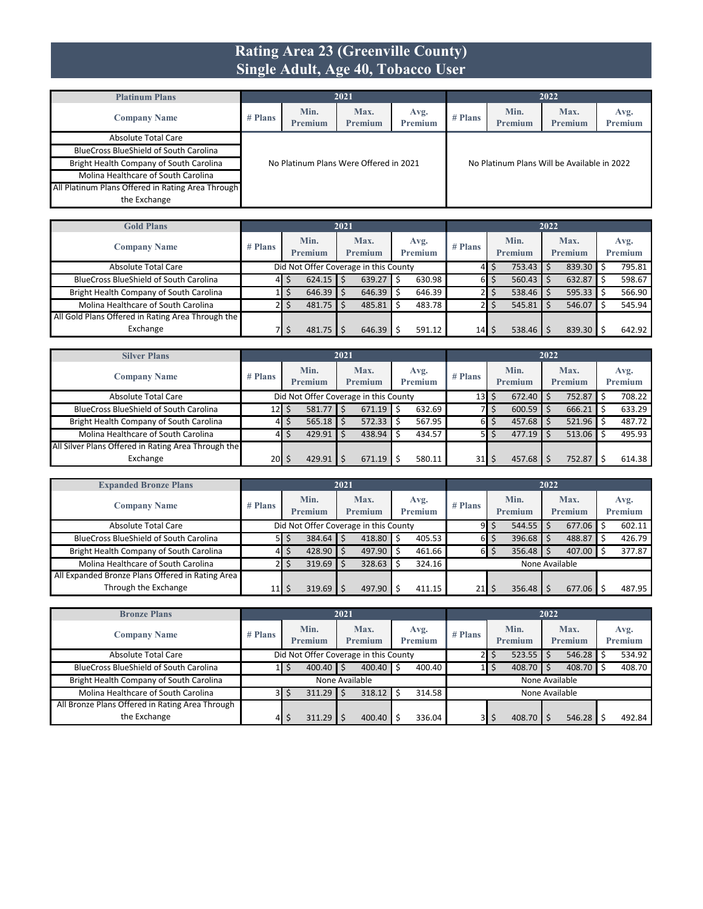# Rating Area 23 (Greenville County)
# Single Adult, Age 40, Tobacco User

| Platinum Plans | 2021 | | | | 2022 | | | |
|---|---|---|---|---|---|---|---|---|
| Company Name | # Plans | Min. Premium | Max. Premium | Avg. Premium | # Plans | Min. Premium | Max. Premium | Avg. Premium |
| Absolute Total Care | No Platinum Plans Were Offered in 2021 | | | | No Platinum Plans Will be Available in 2022 | | | |
| BlueCross BlueShield of South Carolina | | | | | | | | |
| Bright Health Company of South Carolina | | | | | | | | |
| Molina Healthcare of South Carolina | | | | | | | | |
| All Platinum Plans Offered in Rating Area Through the Exchange | | | | | | | | |

| Gold Plans | 2021 | | | | 2022 | | | |
|---|---|---|---|---|---|---|---|---|
| Company Name | # Plans | Min. Premium | Max. Premium | Avg. Premium | # Plans | Min. Premium | Max. Premium | Avg. Premium |
| Absolute Total Care | Did Not Offer Coverage in this County | | | | 4 | $ 753.43 | $ 839.30 | $ 795.81 |
| BlueCross BlueShield of South Carolina | 4 | $ 624.15 | $ 639.27 | $ 630.98 | 6 | $ 560.43 | $ 632.87 | $ 598.67 |
| Bright Health Company of South Carolina | 1 | $ 646.39 | $ 646.39 | $ 646.39 | 2 | $ 538.46 | $ 595.33 | $ 566.90 |
| Molina Healthcare of South Carolina | 2 | $ 481.75 | $ 485.81 | $ 483.78 | 2 | $ 545.81 | $ 546.07 | $ 545.94 |
| All Gold Plans Offered in Rating Area Through the Exchange | 7 | $ 481.75 | $ 646.39 | $ 591.12 | 14 | $ 538.46 | $ 839.30 | $ 642.92 |

| Silver Plans | 2021 | | | | 2022 | | | |
|---|---|---|---|---|---|---|---|---|
| Company Name | # Plans | Min. Premium | Max. Premium | Avg. Premium | # Plans | Min. Premium | Max. Premium | Avg. Premium |
| Absolute Total Care | Did Not Offer Coverage in this County | | | | 13 | $ 672.40 | $ 752.87 | $ 708.22 |
| BlueCross BlueShield of South Carolina | 12 | $ 581.77 | $ 671.19 | $ 632.69 | 7 | $ 600.59 | $ 666.21 | $ 633.29 |
| Bright Health Company of South Carolina | 4 | $ 565.18 | $ 572.33 | $ 567.95 | 6 | $ 457.68 | $ 521.96 | $ 487.72 |
| Molina Healthcare of South Carolina | 4 | $ 429.91 | $ 438.94 | $ 434.57 | 5 | $ 477.19 | $ 513.06 | $ 495.93 |
| All Silver Plans Offered in Rating Area Through the Exchange | 20 | $ 429.91 | $ 671.19 | $ 580.11 | 31 | $ 457.68 | $ 752.87 | $ 614.38 |

| Expanded Bronze Plans | 2021 | | | | 2022 | | | |
|---|---|---|---|---|---|---|---|---|
| Company Name | # Plans | Min. Premium | Max. Premium | Avg. Premium | # Plans | Min. Premium | Max. Premium | Avg. Premium |
| Absolute Total Care | Did Not Offer Coverage in this County | | | | 9 | $ 544.55 | $ 677.06 | $ 602.11 |
| BlueCross BlueShield of South Carolina | 5 | $ 384.64 | $ 418.80 | $ 405.53 | 6 | $ 396.68 | $ 488.87 | $ 426.79 |
| Bright Health Company of South Carolina | 4 | $ 428.90 | $ 497.90 | $ 461.66 | 6 | $ 356.48 | $ 407.00 | $ 377.87 |
| Molina Healthcare of South Carolina | 2 | $ 319.69 | $ 328.63 | $ 324.16 | None Available | | | |
| All Expanded Bronze Plans Offered in Rating Area Through the Exchange | 11 | $ 319.69 | $ 497.90 | $ 411.15 | 21 | $ 356.48 | $ 677.06 | $ 487.95 |

| Bronze Plans | 2021 | | | | 2022 | | | |
|---|---|---|---|---|---|---|---|---|
| Company Name | # Plans | Min. Premium | Max. Premium | Avg. Premium | # Plans | Min. Premium | Max. Premium | Avg. Premium |
| Absolute Total Care | Did Not Offer Coverage in this County | | | | 2 | $ 523.55 | $ 546.28 | $ 534.92 |
| BlueCross BlueShield of South Carolina | 1 | $ 400.40 | $ 400.40 | $ 400.40 | 1 | $ 408.70 | $ 408.70 | $ 408.70 |
| Bright Health Company of South Carolina | None Available | | | | None Available | | | |
| Molina Healthcare of South Carolina | 3 | $ 311.29 | $ 318.12 | $ 314.58 | None Available | | | |
| All Bronze Plans Offered in Rating Area Through the Exchange | 4 | $ 311.29 | $ 400.40 | $ 336.04 | 3 | $ 408.70 | $ 546.28 | $ 492.84 |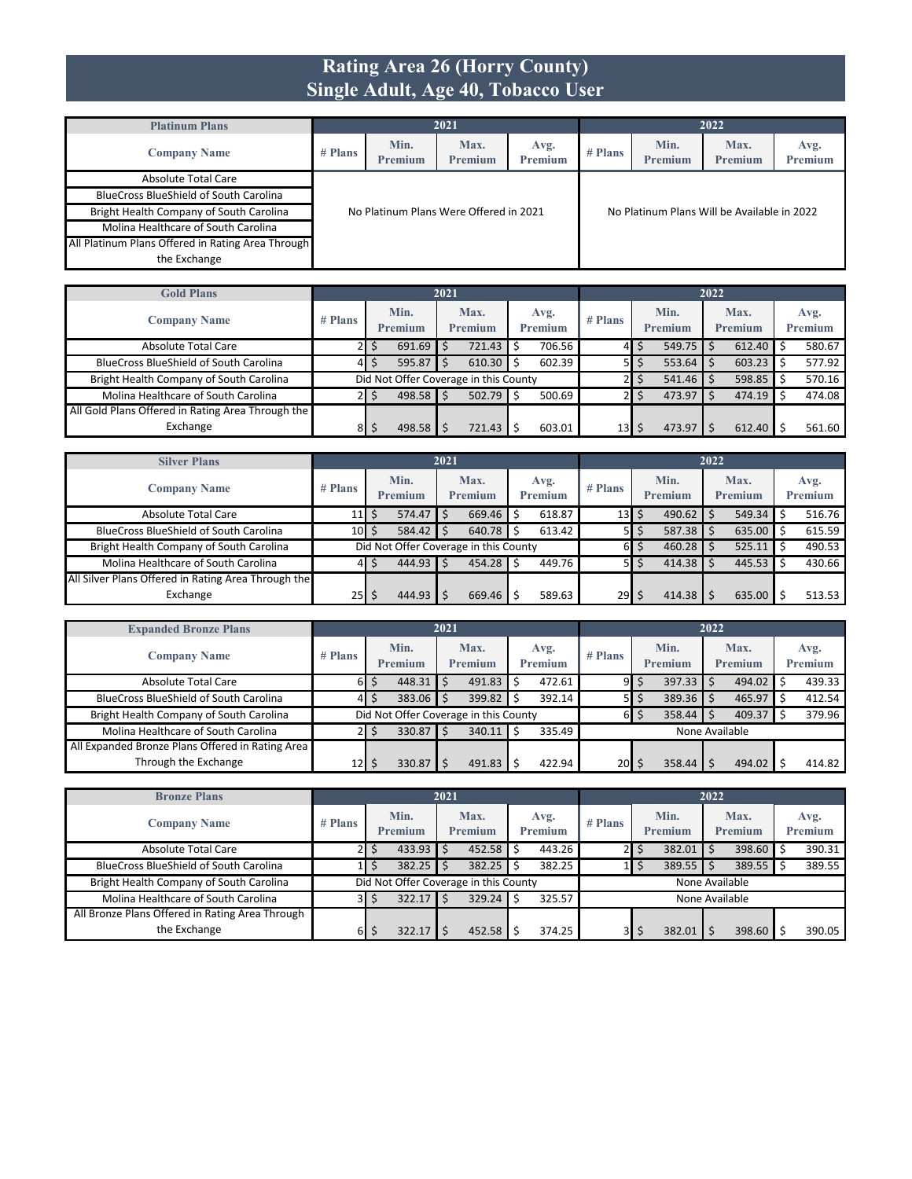# Rating Area 26 (Horry County)
# Single Adult, Age 40, Tobacco User

| Platinum Plans | 2021 | | | | 2022 | | | |
|---|---|---|---|---|---|---|---|---|
| Company Name | # Plans | Min. Premium | Max. Premium | Avg. Premium | # Plans | Min. Premium | Max. Premium | Avg. Premium |
| Absolute Total Care | No Platinum Plans Were Offered in 2021 | | | | No Platinum Plans Will be Available in 2022 | | | |
| BlueCross BlueShield of South Carolina | | | | | | | | |
| Bright Health Company of South Carolina | | | | | | | | |
| Molina Healthcare of South Carolina | | | | | | | | |
| All Platinum Plans Offered in Rating Area Through the Exchange | | | | | | | | |

| Gold Plans | 2021 | | | | 2022 | | | |
|---|---|---|---|---|---|---|---|---|
| Company Name | # Plans | Min. Premium | Max. Premium | Avg. Premium | # Plans | Min. Premium | Max. Premium | Avg. Premium |
| Absolute Total Care | 2 | $ 691.69 | $ 721.43 | $ 706.56 | 4 | $ 549.75 | $ 612.40 | $ 580.67 |
| BlueCross BlueShield of South Carolina | 4 | $ 595.87 | $ 610.30 | $ 602.39 | 5 | $ 553.64 | $ 603.23 | $ 577.92 |
| Bright Health Company of South Carolina | Did Not Offer Coverage in this County | | | | 2 | $ 541.46 | $ 598.85 | $ 570.16 |
| Molina Healthcare of South Carolina | 2 | $ 498.58 | $ 502.79 | $ 500.69 | 2 | $ 473.97 | $ 474.19 | $ 474.08 |
| All Gold Plans Offered in Rating Area Through the Exchange | 8 | $ 498.58 | $ 721.43 | $ 603.01 | 13 | $ 473.97 | $ 612.40 | $ 561.60 |

| Silver Plans | 2021 | | | | 2022 | | | |
|---|---|---|---|---|---|---|---|---|
| Company Name | # Plans | Min. Premium | Max. Premium | Avg. Premium | # Plans | Min. Premium | Max. Premium | Avg. Premium |
| Absolute Total Care | 11 | $ 574.47 | $ 669.46 | $ 618.87 | 13 | $ 490.62 | $ 549.34 | $ 516.76 |
| BlueCross BlueShield of South Carolina | 10 | $ 584.42 | $ 640.78 | $ 613.42 | 5 | $ 587.38 | $ 635.00 | $ 615.59 |
| Bright Health Company of South Carolina | Did Not Offer Coverage in this County | | | | 6 | $ 460.28 | $ 525.11 | $ 490.53 |
| Molina Healthcare of South Carolina | 4 | $ 444.93 | $ 454.28 | $ 449.76 | 5 | $ 414.38 | $ 445.53 | $ 430.66 |
| All Silver Plans Offered in Rating Area Through the Exchange | 25 | $ 444.93 | $ 669.46 | $ 589.63 | 29 | $ 414.38 | $ 635.00 | $ 513.53 |

| Expanded Bronze Plans | 2021 | | | | 2022 | | | |
|---|---|---|---|---|---|---|---|---|
| Company Name | # Plans | Min. Premium | Max. Premium | Avg. Premium | # Plans | Min. Premium | Max. Premium | Avg. Premium |
| Absolute Total Care | 6 | $ 448.31 | $ 491.83 | $ 472.61 | 9 | $ 397.33 | $ 494.02 | $ 439.33 |
| BlueCross BlueShield of South Carolina | 4 | $ 383.06 | $ 399.82 | $ 392.14 | 5 | $ 389.36 | $ 465.97 | $ 412.54 |
| Bright Health Company of South Carolina | Did Not Offer Coverage in this County | | | | 6 | $ 358.44 | $ 409.37 | $ 379.96 |
| Molina Healthcare of South Carolina | 2 | $ 330.87 | $ 340.11 | $ 335.49 | None Available | | | |
| All Expanded Bronze Plans Offered in Rating Area Through the Exchange | 12 | $ 330.87 | $ 491.83 | $ 422.94 | 20 | $ 358.44 | $ 494.02 | $ 414.82 |

| Bronze Plans | 2021 | | | | 2022 | | | |
|---|---|---|---|---|---|---|---|---|
| Company Name | # Plans | Min. Premium | Max. Premium | Avg. Premium | # Plans | Min. Premium | Max. Premium | Avg. Premium |
| Absolute Total Care | 2 | $ 433.93 | $ 452.58 | $ 443.26 | 2 | $ 382.01 | $ 398.60 | $ 390.31 |
| BlueCross BlueShield of South Carolina | 1 | $ 382.25 | $ 382.25 | $ 382.25 | 1 | $ 389.55 | $ 389.55 | $ 389.55 |
| Bright Health Company of South Carolina | Did Not Offer Coverage in this County | | | | None Available | | | |
| Molina Healthcare of South Carolina | 3 | $ 322.17 | $ 329.24 | $ 325.57 | None Available | | | |
| All Bronze Plans Offered in Rating Area Through the Exchange | 6 | $ 322.17 | $ 452.58 | $ 374.25 | 3 | $ 382.01 | $ 398.60 | $ 390.05 |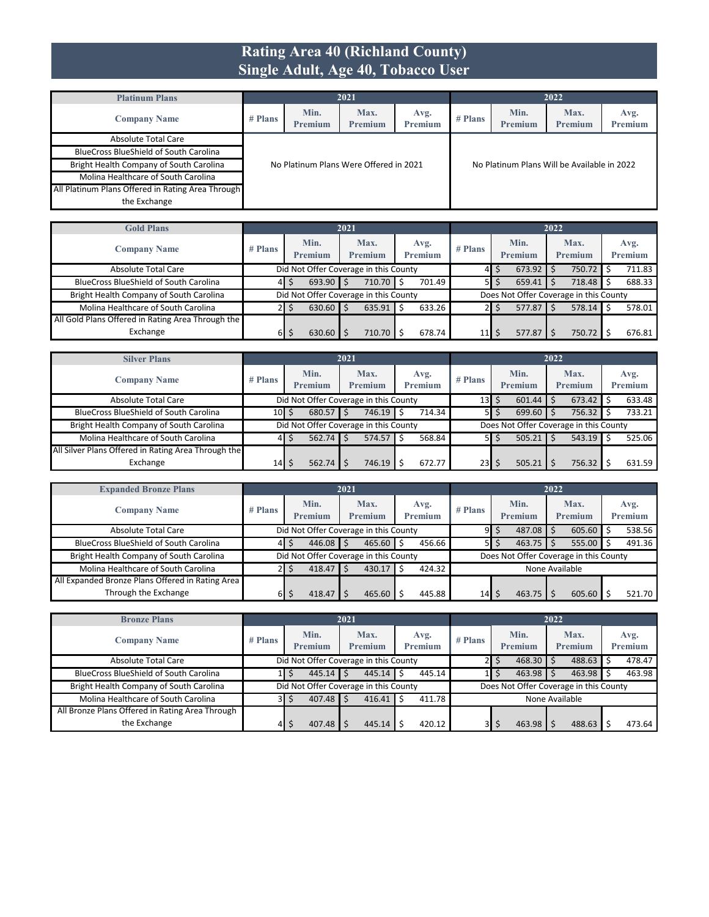# Rating Area 40 (Richland County)
## Single Adult, Age 40, Tobacco User

| Platinum Plans | 2021 | | | | 2022 | | | |
|---|---|---|---|---|---|---|---|---|
| Company Name | # Plans | Min. Premium | Max. Premium | Avg. Premium | # Plans | Min. Premium | Max. Premium | Avg. Premium |
| Absolute Total Care | No Platinum Plans Were Offered in 2021 | | | | No Platinum Plans Will be Available in 2022 | | | |
| BlueCross BlueShield of South Carolina | | | | | | | | |
| Bright Health Company of South Carolina | | | | | | | | |
| Molina Healthcare of South Carolina | | | | | | | | |
| All Platinum Plans Offered in Rating Area Through the Exchange | | | | | | | | |

| Gold Plans | 2021 | | | | 2022 | | | |
|---|---|---|---|---|---|---|---|---|
| Company Name | # Plans | Min. Premium | Max. Premium | Avg. Premium | # Plans | Min. Premium | Max. Premium | Avg. Premium |
| Absolute Total Care | Did Not Offer Coverage in this County | | | | 4 | $ 673.92 | $ 750.72 | $ 711.83 |
| BlueCross BlueShield of South Carolina | 4 | $ 693.90 | $ 710.70 | $ 701.49 | 5 | $ 659.41 | $ 718.48 | $ 688.33 |
| Bright Health Company of South Carolina | Did Not Offer Coverage in this County | | | | Does Not Offer Coverage in this County | | | |
| Molina Healthcare of South Carolina | 2 | $ 630.60 | $ 635.91 | $ 633.26 | 2 | $ 577.87 | $ 578.14 | $ 578.01 |
| All Gold Plans Offered in Rating Area Through the Exchange | 6 | $ 630.60 | $ 710.70 | $ 678.74 | 11 | $ 577.87 | $ 750.72 | $ 676.81 |

| Silver Plans | 2021 | | | | 2022 | | | |
|---|---|---|---|---|---|---|---|---|
| Company Name | # Plans | Min. Premium | Max. Premium | Avg. Premium | # Plans | Min. Premium | Max. Premium | Avg. Premium |
| Absolute Total Care | Did Not Offer Coverage in this County | | | | 13 | $ 601.44 | $ 673.42 | $ 633.48 |
| BlueCross BlueShield of South Carolina | 10 | $ 680.57 | $ 746.19 | $ 714.34 | 5 | $ 699.60 | $ 756.32 | $ 733.21 |
| Bright Health Company of South Carolina | Did Not Offer Coverage in this County | | | | Does Not Offer Coverage in this County | | | |
| Molina Healthcare of South Carolina | 4 | $ 562.74 | $ 574.57 | $ 568.84 | 5 | $ 505.21 | $ 543.19 | $ 525.06 |
| All Silver Plans Offered in Rating Area Through the Exchange | 14 | $ 562.74 | $ 746.19 | $ 672.77 | 23 | $ 505.21 | $ 756.32 | $ 631.59 |

| Expanded Bronze Plans | 2021 | | | | 2022 | | | |
|---|---|---|---|---|---|---|---|---|
| Company Name | # Plans | Min. Premium | Max. Premium | Avg. Premium | # Plans | Min. Premium | Max. Premium | Avg. Premium |
| Absolute Total Care | Did Not Offer Coverage in this County | | | | 9 | $ 487.08 | $ 605.60 | $ 538.56 |
| BlueCross BlueShield of South Carolina | 4 | $ 446.08 | $ 465.60 | $ 456.66 | 5 | $ 463.75 | $ 555.00 | $ 491.36 |
| Bright Health Company of South Carolina | Did Not Offer Coverage in this County | | | | Does Not Offer Coverage in this County | | | |
| Molina Healthcare of South Carolina | 2 | $ 418.47 | $ 430.17 | $ 424.32 | None Available | | | |
| All Expanded Bronze Plans Offered in Rating Area Through the Exchange | 6 | $ 418.47 | $ 465.60 | $ 445.88 | 14 | $ 463.75 | $ 605.60 | $ 521.70 |

| Bronze Plans | 2021 | | | | 2022 | | | |
|---|---|---|---|---|---|---|---|---|
| Company Name | # Plans | Min. Premium | Max. Premium | Avg. Premium | # Plans | Min. Premium | Max. Premium | Avg. Premium |
| Absolute Total Care | Did Not Offer Coverage in this County | | | | 2 | $ 468.30 | $ 488.63 | $ 478.47 |
| BlueCross BlueShield of South Carolina | 1 | $ 445.14 | $ 445.14 | $ 445.14 | 1 | $ 463.98 | $ 463.98 | $ 463.98 |
| Bright Health Company of South Carolina | Did Not Offer Coverage in this County | | | | Does Not Offer Coverage in this County | | | |
| Molina Healthcare of South Carolina | 3 | $ 407.48 | $ 416.41 | $ 411.78 | None Available | | | |
| All Bronze Plans Offered in Rating Area Through the Exchange | 4 | $ 407.48 | $ 445.14 | $ 420.12 | 3 | $ 463.98 | $ 488.63 | $ 473.64 |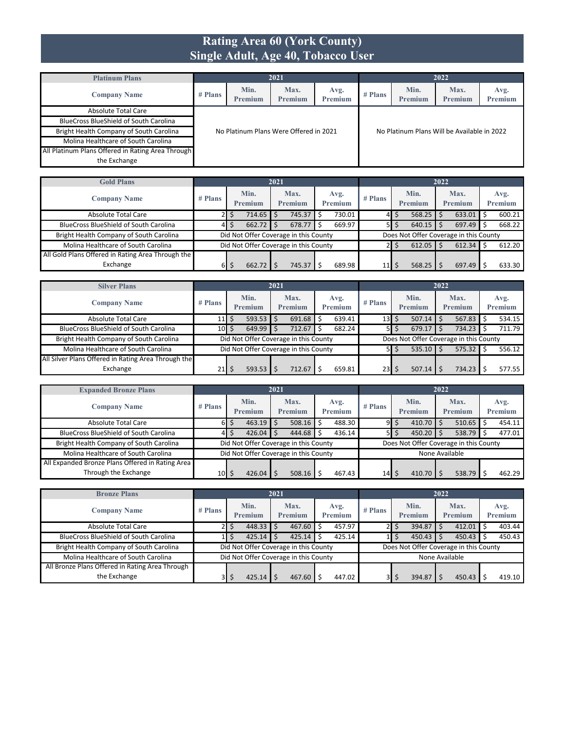# Rating Area 60 (York County)
## Single Adult, Age 40, Tobacco User

| Platinum Plans | 2021 | | | | 2022 | | | |
|---|---|---|---|---|---|---|---|---|
| Company Name | # Plans | Min. Premium | Max. Premium | Avg. Premium | # Plans | Min. Premium | Max. Premium | Avg. Premium |
| Absolute Total Care | No Platinum Plans Were Offered in 2021 | | | | No Platinum Plans Will be Available in 2022 | | | |
| BlueCross BlueShield of South Carolina | | | | | | | | |
| Bright Health Company of South Carolina | | | | | | | | |
| Molina Healthcare of South Carolina | | | | | | | | |
| All Platinum Plans Offered in Rating Area Through the Exchange | | | | | | | | |

| Gold Plans | 2021 | | | | 2022 | | | |
|---|---|---|---|---|---|---|---|---|
| Company Name | # Plans | Min. Premium | Max. Premium | Avg. Premium | # Plans | Min. Premium | Max. Premium | Avg. Premium |
| Absolute Total Care | 2 | $ 714.65 | $ 745.37 | $ 730.01 | 4 | $ 568.25 | $ 633.01 | $ 600.21 |
| BlueCross BlueShield of South Carolina | 4 | $ 662.72 | $ 678.77 | $ 669.97 | 5 | $ 640.15 | $ 697.49 | $ 668.22 |
| Bright Health Company of South Carolina | Did Not Offer Coverage in this County | | | | Does Not Offer Coverage in this County | | | |
| Molina Healthcare of South Carolina | Did Not Offer Coverage in this County | | | | 2 | $ 612.05 | $ 612.34 | $ 612.20 |
| All Gold Plans Offered in Rating Area Through the Exchange | 6 | $ 662.72 | $ 745.37 | $ 689.98 | 11 | $ 568.25 | $ 697.49 | $ 633.30 |

| Silver Plans | 2021 | | | | 2022 | | | |
|---|---|---|---|---|---|---|---|---|
| Company Name | # Plans | Min. Premium | Max. Premium | Avg. Premium | # Plans | Min. Premium | Max. Premium | Avg. Premium |
| Absolute Total Care | 11 | $ 593.53 | $ 691.68 | $ 639.41 | 13 | $ 507.14 | $ 567.83 | $ 534.15 |
| BlueCross BlueShield of South Carolina | 10 | $ 649.99 | $ 712.67 | $ 682.24 | 5 | $ 679.17 | $ 734.23 | $ 711.79 |
| Bright Health Company of South Carolina | Did Not Offer Coverage in this County | | | | Does Not Offer Coverage in this County | | | |
| Molina Healthcare of South Carolina | Did Not Offer Coverage in this County | | | | 5 | $ 535.10 | $ 575.32 | $ 556.12 |
| All Silver Plans Offered in Rating Area Through the Exchange | 21 | $ 593.53 | $ 712.67 | $ 659.81 | 23 | $ 507.14 | $ 734.23 | $ 577.55 |

| Expanded Bronze Plans | 2021 | | | | 2022 | | | |
|---|---|---|---|---|---|---|---|---|
| Company Name | # Plans | Min. Premium | Max. Premium | Avg. Premium | # Plans | Min. Premium | Max. Premium | Avg. Premium |
| Absolute Total Care | 6 | $ 463.19 | $ 508.16 | $ 488.30 | 9 | $ 410.70 | $ 510.65 | $ 454.11 |
| BlueCross BlueShield of South Carolina | 4 | $ 426.04 | $ 444.68 | $ 436.14 | 5 | $ 450.20 | $ 538.79 | $ 477.01 |
| Bright Health Company of South Carolina | Did Not Offer Coverage in this County | | | | Does Not Offer Coverage in this County | | | |
| Molina Healthcare of South Carolina | Did Not Offer Coverage in this County | | | | None Available | | | |
| All Expanded Bronze Plans Offered in Rating Area Through the Exchange | 10 | $ 426.04 | $ 508.16 | $ 467.43 | 14 | $ 410.70 | $ 538.79 | $ 462.29 |

| Bronze Plans | 2021 | | | | 2022 | | | |
|---|---|---|---|---|---|---|---|---|
| Company Name | # Plans | Min. Premium | Max. Premium | Avg. Premium | # Plans | Min. Premium | Max. Premium | Avg. Premium |
| Absolute Total Care | 2 | $ 448.33 | $ 467.60 | $ 457.97 | 2 | $ 394.87 | $ 412.01 | $ 403.44 |
| BlueCross BlueShield of South Carolina | 1 | $ 425.14 | $ 425.14 | $ 425.14 | 1 | $ 450.43 | $ 450.43 | $ 450.43 |
| Bright Health Company of South Carolina | Did Not Offer Coverage in this County | | | | Does Not Offer Coverage in this County | | | |
| Molina Healthcare of South Carolina | Did Not Offer Coverage in this County | | | | None Available | | | |
| All Bronze Plans Offered in Rating Area Through the Exchange | 3 | $ 425.14 | $ 467.60 | $ 447.02 | 3 | $ 394.87 | $ 450.43 | $ 419.10 |